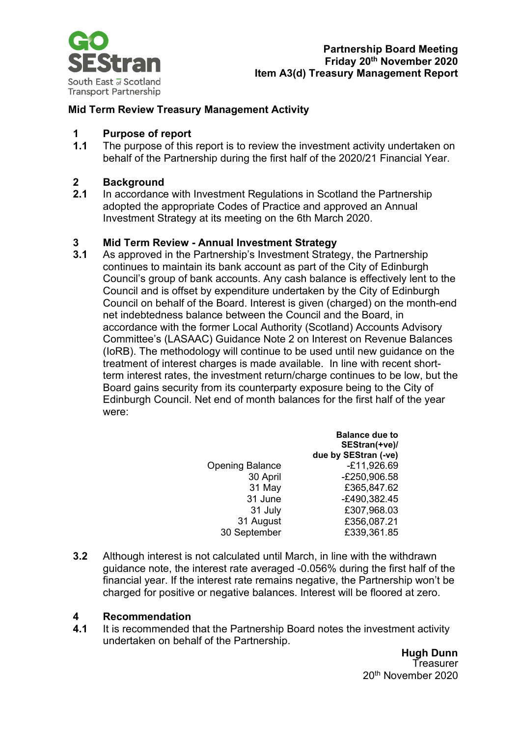GO SEStran
South East of Scotland Transport Partnership

**Partnership Board Meeting**
**Friday 20th November 2020**
**Item A3(d) Treasury Management Report**

## Mid Term Review Treasury Management Activity

### 1 Purpose of report

**1.1** The purpose of this report is to review the investment activity undertaken on behalf of the Partnership during the first half of the 2020/21 Financial Year.

### 2 Background

**2.1** In accordance with Investment Regulations in Scotland the Partnership adopted the appropriate Codes of Practice and approved an Annual Investment Strategy at its meeting on the 6th March 2020.

### 3 Mid Term Review - Annual Investment Strategy

**3.1** As approved in the Partnership's Investment Strategy, the Partnership continues to maintain its bank account as part of the City of Edinburgh Council's group of bank accounts. Any cash balance is effectively lent to the Council and is offset by expenditure undertaken by the City of Edinburgh Council on behalf of the Board. Interest is given (charged) on the month-end net indebtedness balance between the Council and the Board, in accordance with the former Local Authority (Scotland) Accounts Advisory Committee's (LASAAC) Guidance Note 2 on Interest on Revenue Balances (IoRB). The methodology will continue to be used until new guidance on the treatment of interest charges is made available. In line with recent short-term interest rates, the investment return/charge continues to be low, but the Board gains security from its counterparty exposure being to the City of Edinburgh Council. Net end of month balances for the first half of the year were:

| | Balance due to SEStran(+ve)/ due by SEStran (-ve) |
|---|---|
| Opening Balance | -£11,926.69 |
| 30 April | -£250,906.58 |
| 31 May | £365,847.62 |
| 31 June | -£490,382.45 |
| 31 July | £307,968.03 |
| 31 August | £356,087.21 |
| 30 September | £339,361.85 |

**3.2** Although interest is not calculated until March, in line with the withdrawn guidance note, the interest rate averaged -0.056% during the first half of the financial year. If the interest rate remains negative, the Partnership won't be charged for positive or negative balances. Interest will be floored at zero.

### 4 Recommendation

**4.1** It is recommended that the Partnership Board notes the investment activity undertaken on behalf of the Partnership.

**Hugh Dunn**
Treasurer
20th November 2020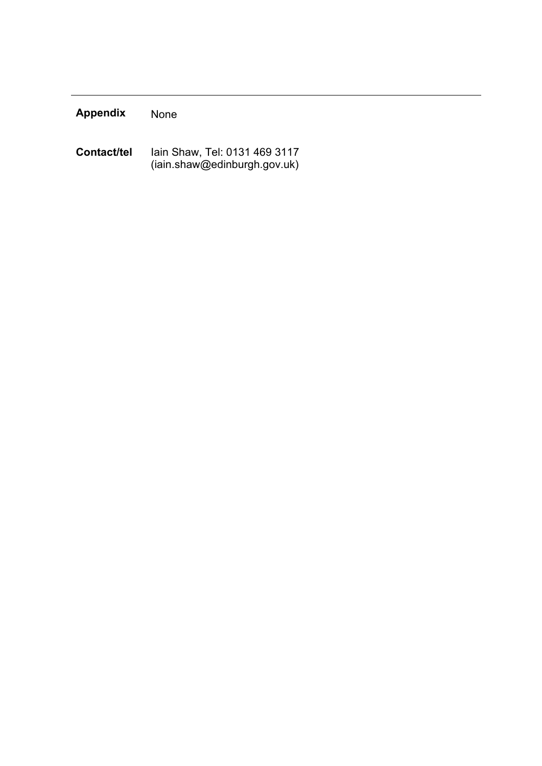---

| | |
|---|---|
| **Appendix** | None |
| **Contact/tel** | Iain Shaw, Tel: 0131 469 3117 (iain.shaw@edinburgh.gov.uk) |